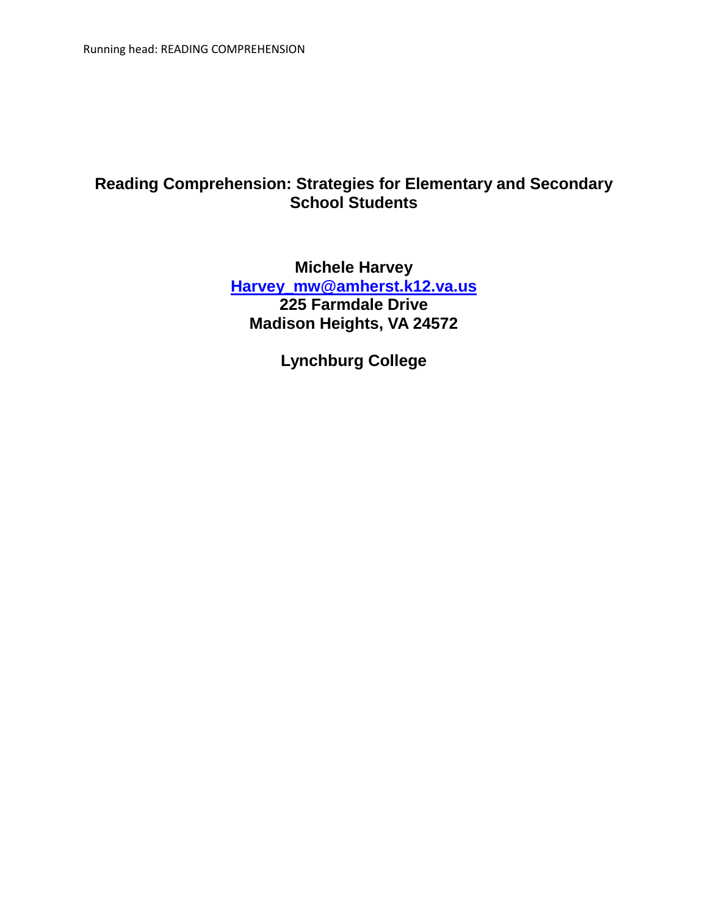# Reading Comprehension: Strategies for Elementary and Secondary School Students

**Michele Harvey**
**Harvey_mw@amherst.k12.va.us**
**225 Farmdale Drive**
**Madison Heights, VA 24572**

**Lynchburg College**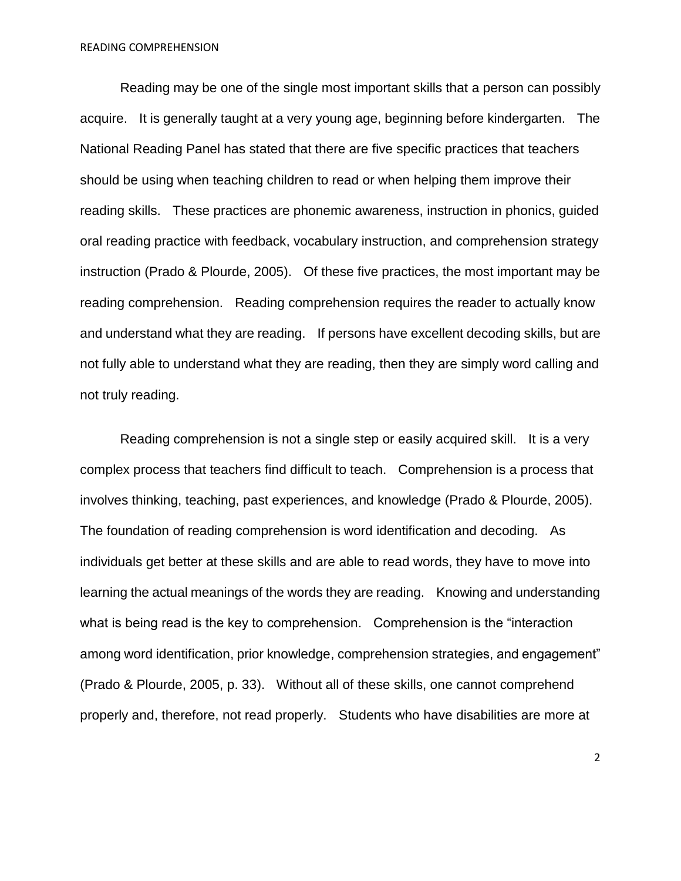Reading may be one of the single most important skills that a person can possibly acquire. It is generally taught at a very young age, beginning before kindergarten. The National Reading Panel has stated that there are five specific practices that teachers should be using when teaching children to read or when helping them improve their reading skills. These practices are phonemic awareness, instruction in phonics, guided oral reading practice with feedback, vocabulary instruction, and comprehension strategy instruction (Prado & Plourde, 2005). Of these five practices, the most important may be reading comprehension. Reading comprehension requires the reader to actually know and understand what they are reading. If persons have excellent decoding skills, but are not fully able to understand what they are reading, then they are simply word calling and not truly reading.

Reading comprehension is not a single step or easily acquired skill. It is a very complex process that teachers find difficult to teach. Comprehension is a process that involves thinking, teaching, past experiences, and knowledge (Prado & Plourde, 2005). The foundation of reading comprehension is word identification and decoding. As individuals get better at these skills and are able to read words, they have to move into learning the actual meanings of the words they are reading. Knowing and understanding what is being read is the key to comprehension. Comprehension is the "interaction among word identification, prior knowledge, comprehension strategies, and engagement" (Prado & Plourde, 2005, p. 33). Without all of these skills, one cannot comprehend properly and, therefore, not read properly. Students who have disabilities are more at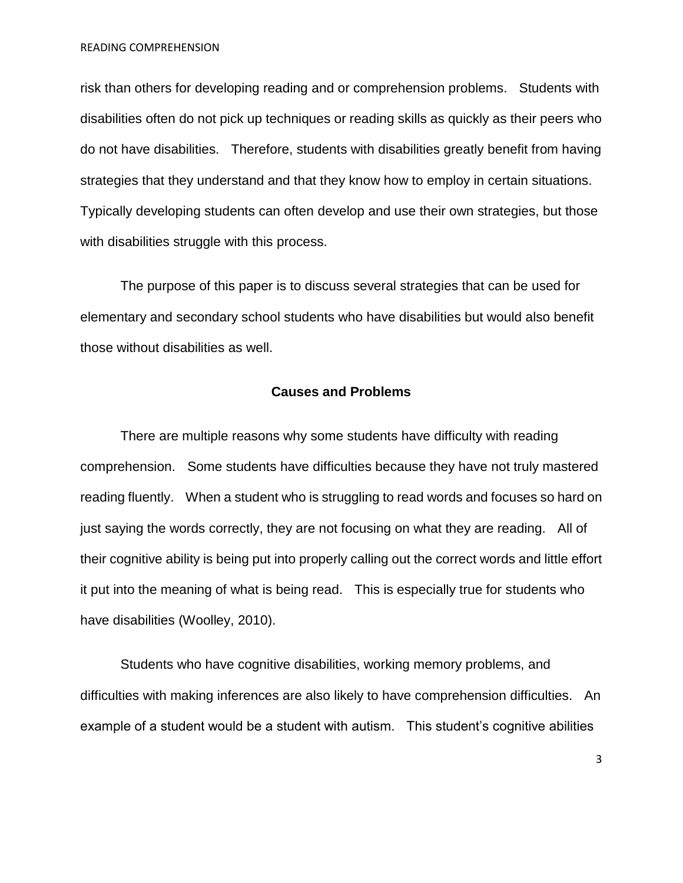risk than others for developing reading and or comprehension problems. Students with disabilities often do not pick up techniques or reading skills as quickly as their peers who do not have disabilities. Therefore, students with disabilities greatly benefit from having strategies that they understand and that they know how to employ in certain situations. Typically developing students can often develop and use their own strategies, but those with disabilities struggle with this process.

The purpose of this paper is to discuss several strategies that can be used for elementary and secondary school students who have disabilities but would also benefit those without disabilities as well.

## Causes and Problems

There are multiple reasons why some students have difficulty with reading comprehension. Some students have difficulties because they have not truly mastered reading fluently. When a student who is struggling to read words and focuses so hard on just saying the words correctly, they are not focusing on what they are reading. All of their cognitive ability is being put into properly calling out the correct words and little effort it put into the meaning of what is being read. This is especially true for students who have disabilities (Woolley, 2010).

Students who have cognitive disabilities, working memory problems, and difficulties with making inferences are also likely to have comprehension difficulties. An example of a student would be a student with autism. This student's cognitive abilities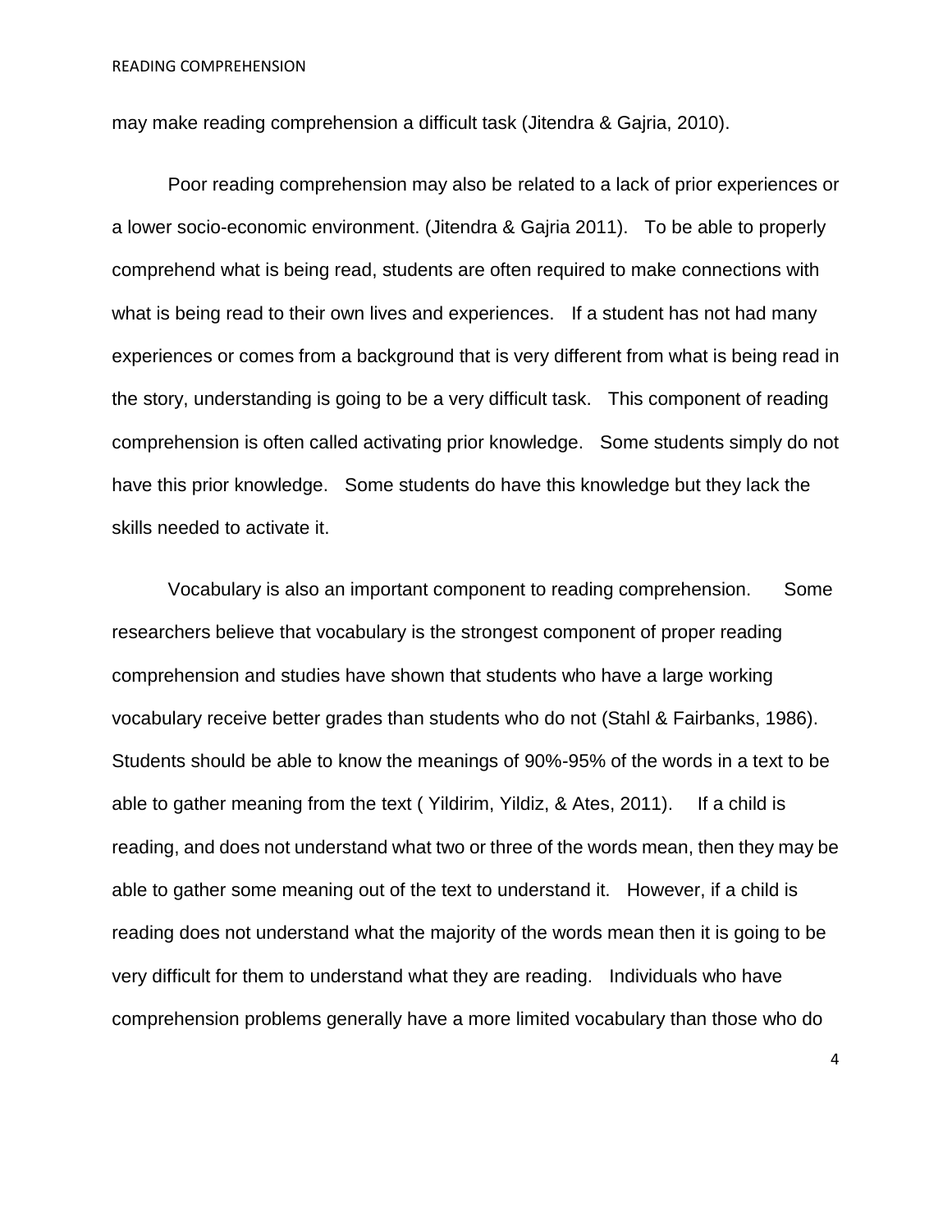may make reading comprehension a difficult task (Jitendra & Gajria, 2010).

Poor reading comprehension may also be related to a lack of prior experiences or a lower socio-economic environment. (Jitendra & Gajria 2011). To be able to properly comprehend what is being read, students are often required to make connections with what is being read to their own lives and experiences. If a student has not had many experiences or comes from a background that is very different from what is being read in the story, understanding is going to be a very difficult task. This component of reading comprehension is often called activating prior knowledge. Some students simply do not have this prior knowledge. Some students do have this knowledge but they lack the skills needed to activate it.

Vocabulary is also an important component to reading comprehension. Some researchers believe that vocabulary is the strongest component of proper reading comprehension and studies have shown that students who have a large working vocabulary receive better grades than students who do not (Stahl & Fairbanks, 1986). Students should be able to know the meanings of 90%-95% of the words in a text to be able to gather meaning from the text ( Yildirim, Yildiz, & Ates, 2011). If a child is reading, and does not understand what two or three of the words mean, then they may be able to gather some meaning out of the text to understand it. However, if a child is reading does not understand what the majority of the words mean then it is going to be very difficult for them to understand what they are reading. Individuals who have comprehension problems generally have a more limited vocabulary than those who do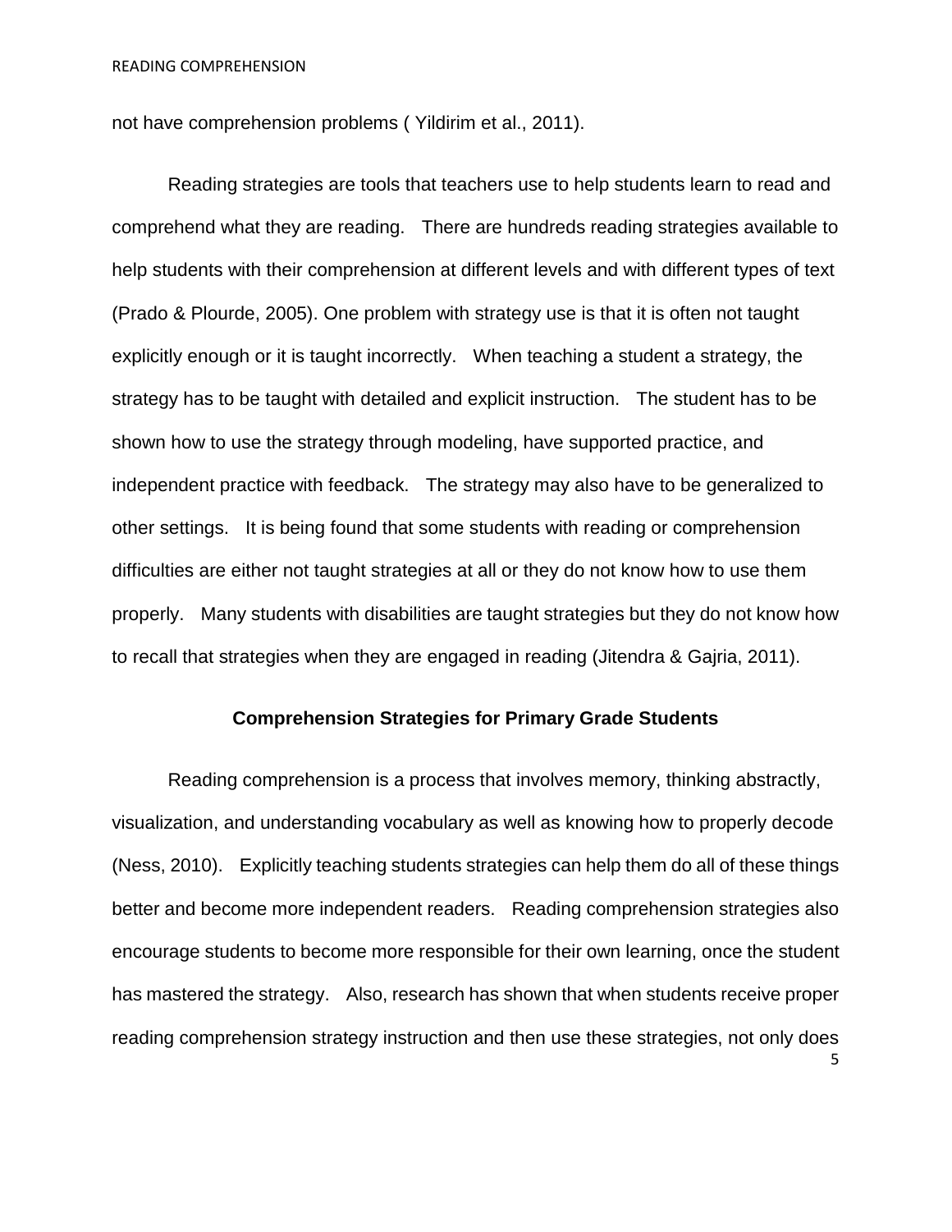not have comprehension problems ( Yildirim et al., 2011).

Reading strategies are tools that teachers use to help students learn to read and comprehend what they are reading. There are hundreds reading strategies available to help students with their comprehension at different levels and with different types of text (Prado & Plourde, 2005). One problem with strategy use is that it is often not taught explicitly enough or it is taught incorrectly. When teaching a student a strategy, the strategy has to be taught with detailed and explicit instruction. The student has to be shown how to use the strategy through modeling, have supported practice, and independent practice with feedback. The strategy may also have to be generalized to other settings. It is being found that some students with reading or comprehension difficulties are either not taught strategies at all or they do not know how to use them properly. Many students with disabilities are taught strategies but they do not know how to recall that strategies when they are engaged in reading (Jitendra & Gajria, 2011).

## Comprehension Strategies for Primary Grade Students

Reading comprehension is a process that involves memory, thinking abstractly, visualization, and understanding vocabulary as well as knowing how to properly decode (Ness, 2010). Explicitly teaching students strategies can help them do all of these things better and become more independent readers. Reading comprehension strategies also encourage students to become more responsible for their own learning, once the student has mastered the strategy. Also, research has shown that when students receive proper reading comprehension strategy instruction and then use these strategies, not only does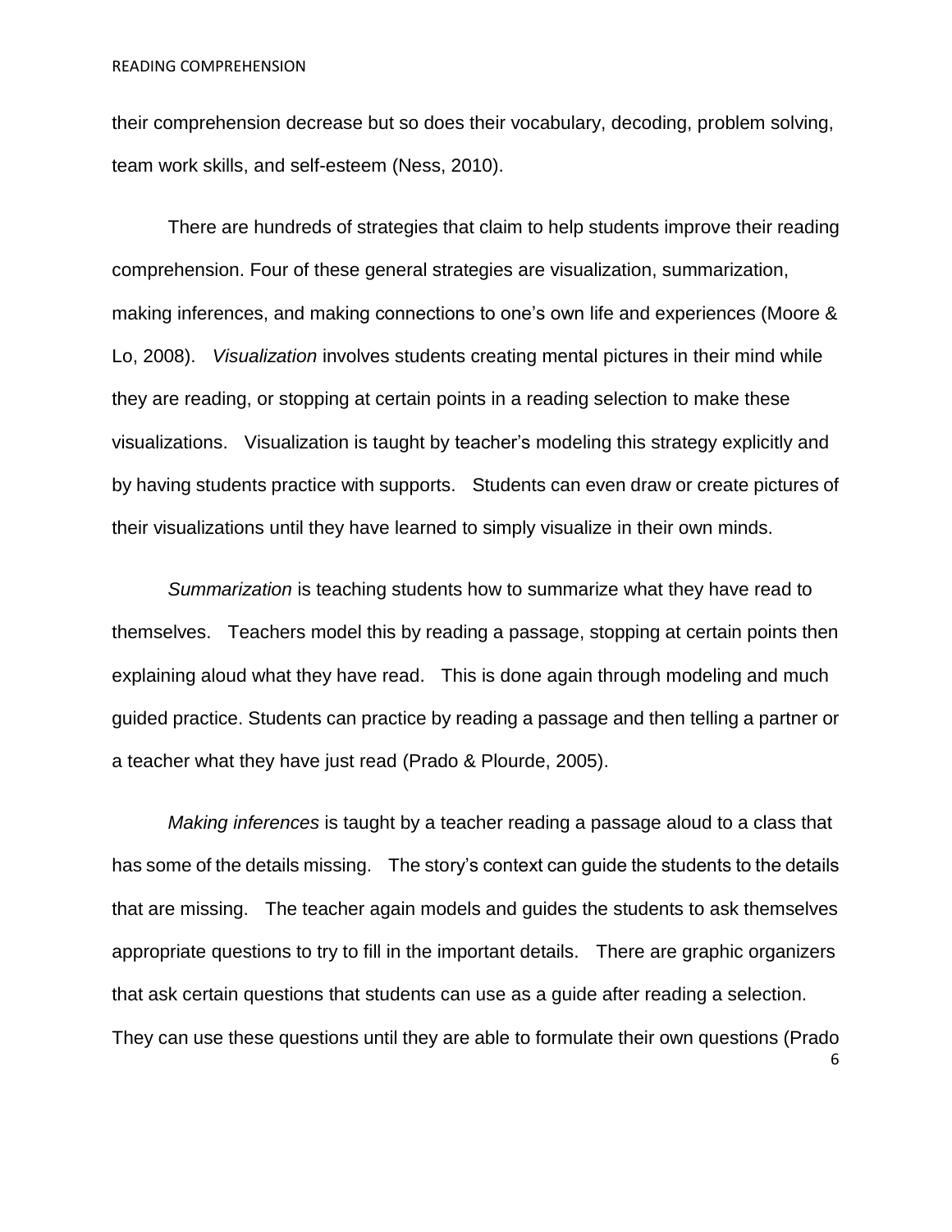their comprehension decrease but so does their vocabulary, decoding, problem solving, team work skills, and self-esteem (Ness, 2010).

There are hundreds of strategies that claim to help students improve their reading comprehension. Four of these general strategies are visualization, summarization, making inferences, and making connections to one's own life and experiences (Moore & Lo, 2008). *Visualization* involves students creating mental pictures in their mind while they are reading, or stopping at certain points in a reading selection to make these visualizations. Visualization is taught by teacher's modeling this strategy explicitly and by having students practice with supports. Students can even draw or create pictures of their visualizations until they have learned to simply visualize in their own minds.

*Summarization* is teaching students how to summarize what they have read to themselves. Teachers model this by reading a passage, stopping at certain points then explaining aloud what they have read. This is done again through modeling and much guided practice. Students can practice by reading a passage and then telling a partner or a teacher what they have just read (Prado & Plourde, 2005).

*Making inferences* is taught by a teacher reading a passage aloud to a class that has some of the details missing. The story's context can guide the students to the details that are missing. The teacher again models and guides the students to ask themselves appropriate questions to try to fill in the important details. There are graphic organizers that ask certain questions that students can use as a guide after reading a selection. They can use these questions until they are able to formulate their own questions (Prado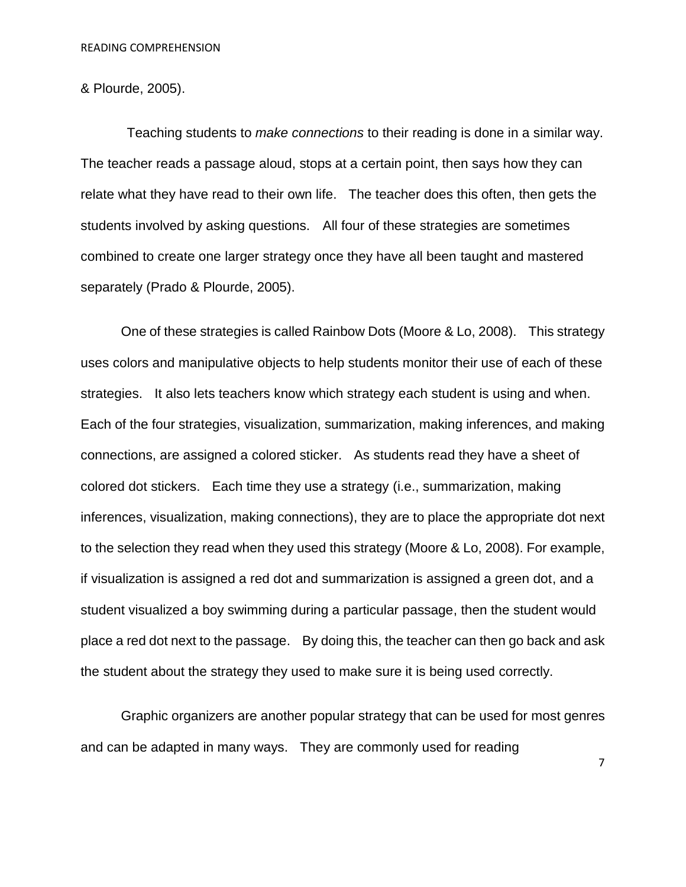& Plourde, 2005).

Teaching students to *make connections* to their reading is done in a similar way. The teacher reads a passage aloud, stops at a certain point, then says how they can relate what they have read to their own life. The teacher does this often, then gets the students involved by asking questions. All four of these strategies are sometimes combined to create one larger strategy once they have all been taught and mastered separately (Prado & Plourde, 2005).

One of these strategies is called Rainbow Dots (Moore & Lo, 2008). This strategy uses colors and manipulative objects to help students monitor their use of each of these strategies. It also lets teachers know which strategy each student is using and when. Each of the four strategies, visualization, summarization, making inferences, and making connections, are assigned a colored sticker. As students read they have a sheet of colored dot stickers. Each time they use a strategy (i.e., summarization, making inferences, visualization, making connections), they are to place the appropriate dot next to the selection they read when they used this strategy (Moore & Lo, 2008). For example, if visualization is assigned a red dot and summarization is assigned a green dot, and a student visualized a boy swimming during a particular passage, then the student would place a red dot next to the passage. By doing this, the teacher can then go back and ask the student about the strategy they used to make sure it is being used correctly.

Graphic organizers are another popular strategy that can be used for most genres and can be adapted in many ways. They are commonly used for reading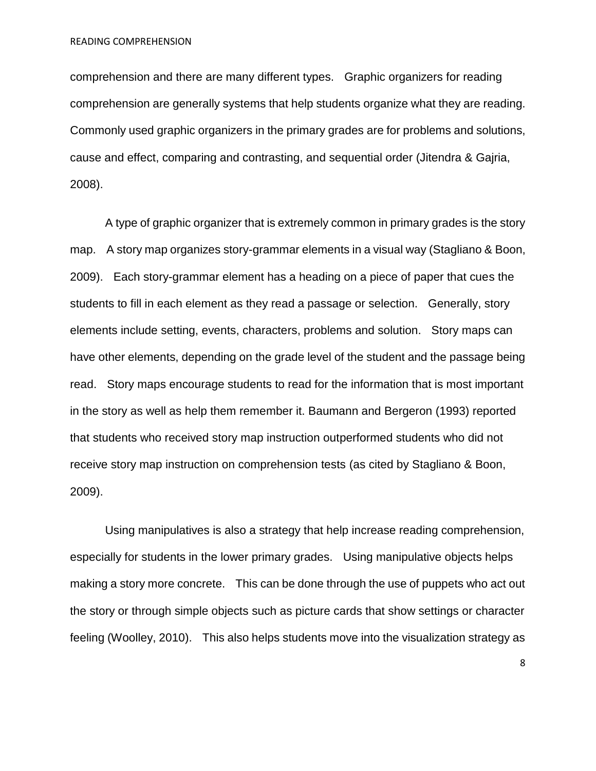comprehension and there are many different types. Graphic organizers for reading comprehension are generally systems that help students organize what they are reading. Commonly used graphic organizers in the primary grades are for problems and solutions, cause and effect, comparing and contrasting, and sequential order (Jitendra & Gajria, 2008).

A type of graphic organizer that is extremely common in primary grades is the story map. A story map organizes story-grammar elements in a visual way (Stagliano & Boon, 2009). Each story-grammar element has a heading on a piece of paper that cues the students to fill in each element as they read a passage or selection. Generally, story elements include setting, events, characters, problems and solution. Story maps can have other elements, depending on the grade level of the student and the passage being read. Story maps encourage students to read for the information that is most important in the story as well as help them remember it. Baumann and Bergeron (1993) reported that students who received story map instruction outperformed students who did not receive story map instruction on comprehension tests (as cited by Stagliano & Boon, 2009).

Using manipulatives is also a strategy that help increase reading comprehension, especially for students in the lower primary grades. Using manipulative objects helps making a story more concrete. This can be done through the use of puppets who act out the story or through simple objects such as picture cards that show settings or character feeling (Woolley, 2010). This also helps students move into the visualization strategy as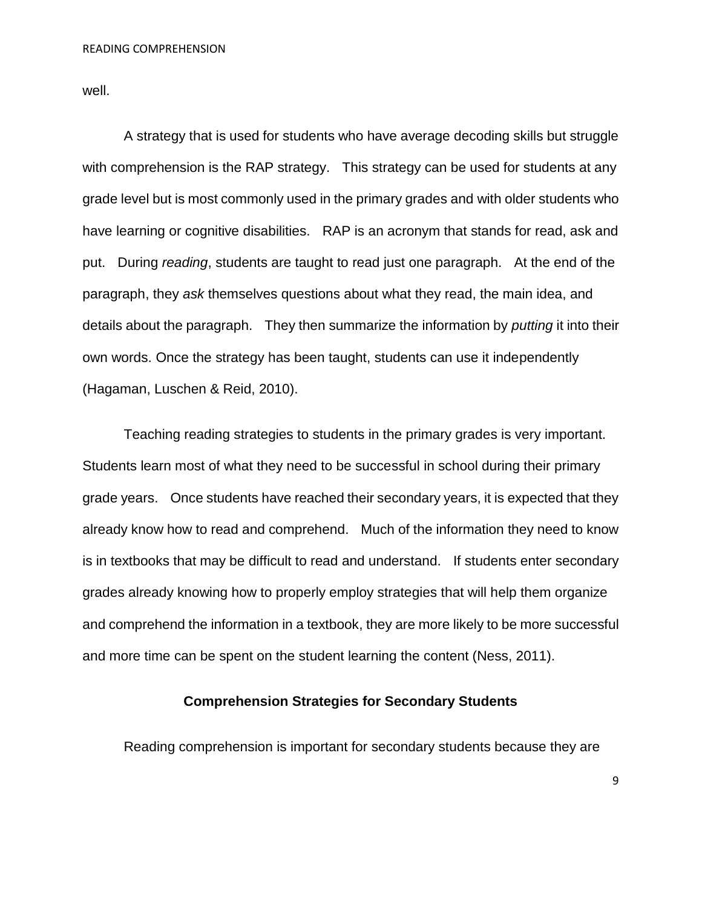well.

A strategy that is used for students who have average decoding skills but struggle with comprehension is the RAP strategy. This strategy can be used for students at any grade level but is most commonly used in the primary grades and with older students who have learning or cognitive disabilities. RAP is an acronym that stands for read, ask and put. During *reading*, students are taught to read just one paragraph. At the end of the paragraph, they *ask* themselves questions about what they read, the main idea, and details about the paragraph. They then summarize the information by *putting* it into their own words. Once the strategy has been taught, students can use it independently (Hagaman, Luschen & Reid, 2010).

Teaching reading strategies to students in the primary grades is very important. Students learn most of what they need to be successful in school during their primary grade years. Once students have reached their secondary years, it is expected that they already know how to read and comprehend. Much of the information they need to know is in textbooks that may be difficult to read and understand. If students enter secondary grades already knowing how to properly employ strategies that will help them organize and comprehend the information in a textbook, they are more likely to be more successful and more time can be spent on the student learning the content (Ness, 2011).

## Comprehension Strategies for Secondary Students

Reading comprehension is important for secondary students because they are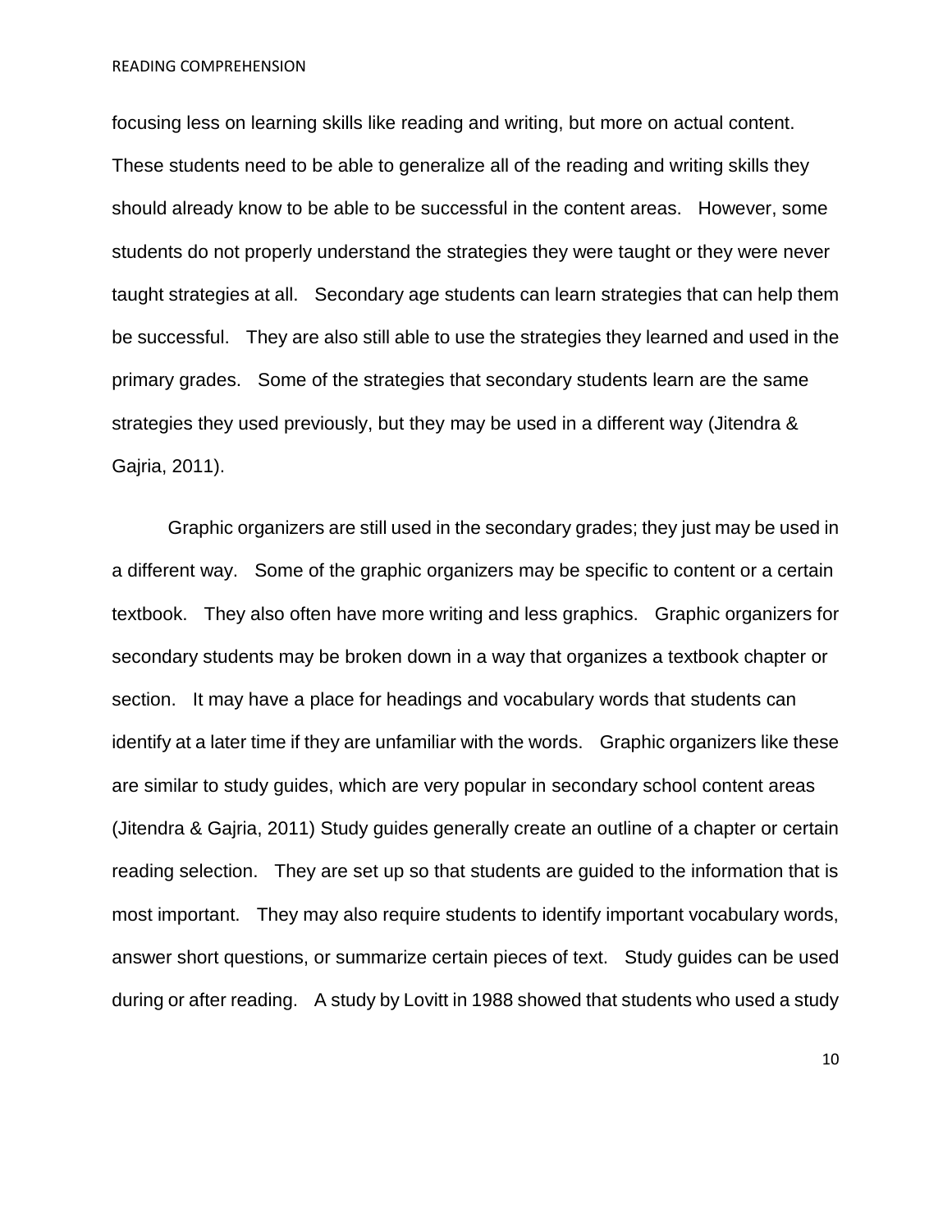focusing less on learning skills like reading and writing, but more on actual content. These students need to be able to generalize all of the reading and writing skills they should already know to be able to be successful in the content areas. However, some students do not properly understand the strategies they were taught or they were never taught strategies at all. Secondary age students can learn strategies that can help them be successful. They are also still able to use the strategies they learned and used in the primary grades. Some of the strategies that secondary students learn are the same strategies they used previously, but they may be used in a different way (Jitendra & Gajria, 2011).

Graphic organizers are still used in the secondary grades; they just may be used in a different way. Some of the graphic organizers may be specific to content or a certain textbook. They also often have more writing and less graphics. Graphic organizers for secondary students may be broken down in a way that organizes a textbook chapter or section. It may have a place for headings and vocabulary words that students can identify at a later time if they are unfamiliar with the words. Graphic organizers like these are similar to study guides, which are very popular in secondary school content areas (Jitendra & Gajria, 2011) Study guides generally create an outline of a chapter or certain reading selection. They are set up so that students are guided to the information that is most important. They may also require students to identify important vocabulary words, answer short questions, or summarize certain pieces of text. Study guides can be used during or after reading. A study by Lovitt in 1988 showed that students who used a study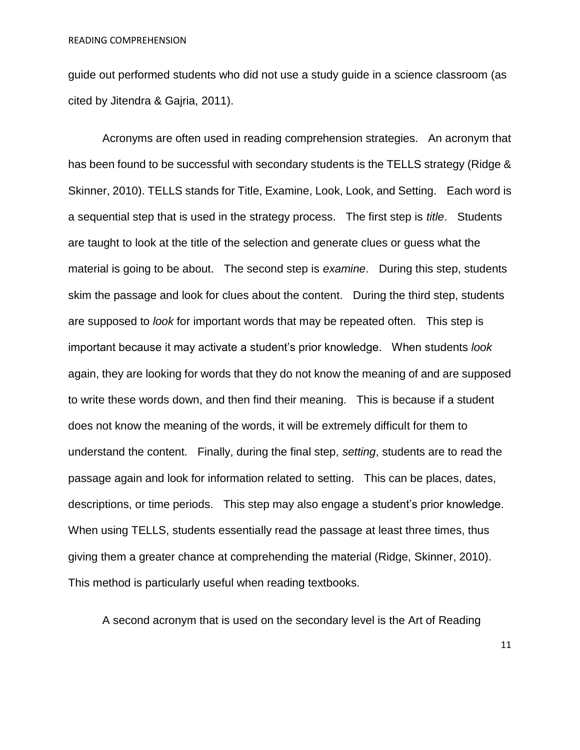guide out performed students who did not use a study guide in a science classroom (as cited by Jitendra & Gajria, 2011).

Acronyms are often used in reading comprehension strategies. An acronym that has been found to be successful with secondary students is the TELLS strategy (Ridge & Skinner, 2010). TELLS stands for Title, Examine, Look, Look, and Setting. Each word is a sequential step that is used in the strategy process. The first step is *title*. Students are taught to look at the title of the selection and generate clues or guess what the material is going to be about. The second step is *examine*. During this step, students skim the passage and look for clues about the content. During the third step, students are supposed to *look* for important words that may be repeated often. This step is important because it may activate a student's prior knowledge. When students *look* again, they are looking for words that they do not know the meaning of and are supposed to write these words down, and then find their meaning. This is because if a student does not know the meaning of the words, it will be extremely difficult for them to understand the content. Finally, during the final step, *setting*, students are to read the passage again and look for information related to setting. This can be places, dates, descriptions, or time periods. This step may also engage a student's prior knowledge. When using TELLS, students essentially read the passage at least three times, thus giving them a greater chance at comprehending the material (Ridge, Skinner, 2010). This method is particularly useful when reading textbooks.

A second acronym that is used on the secondary level is the Art of Reading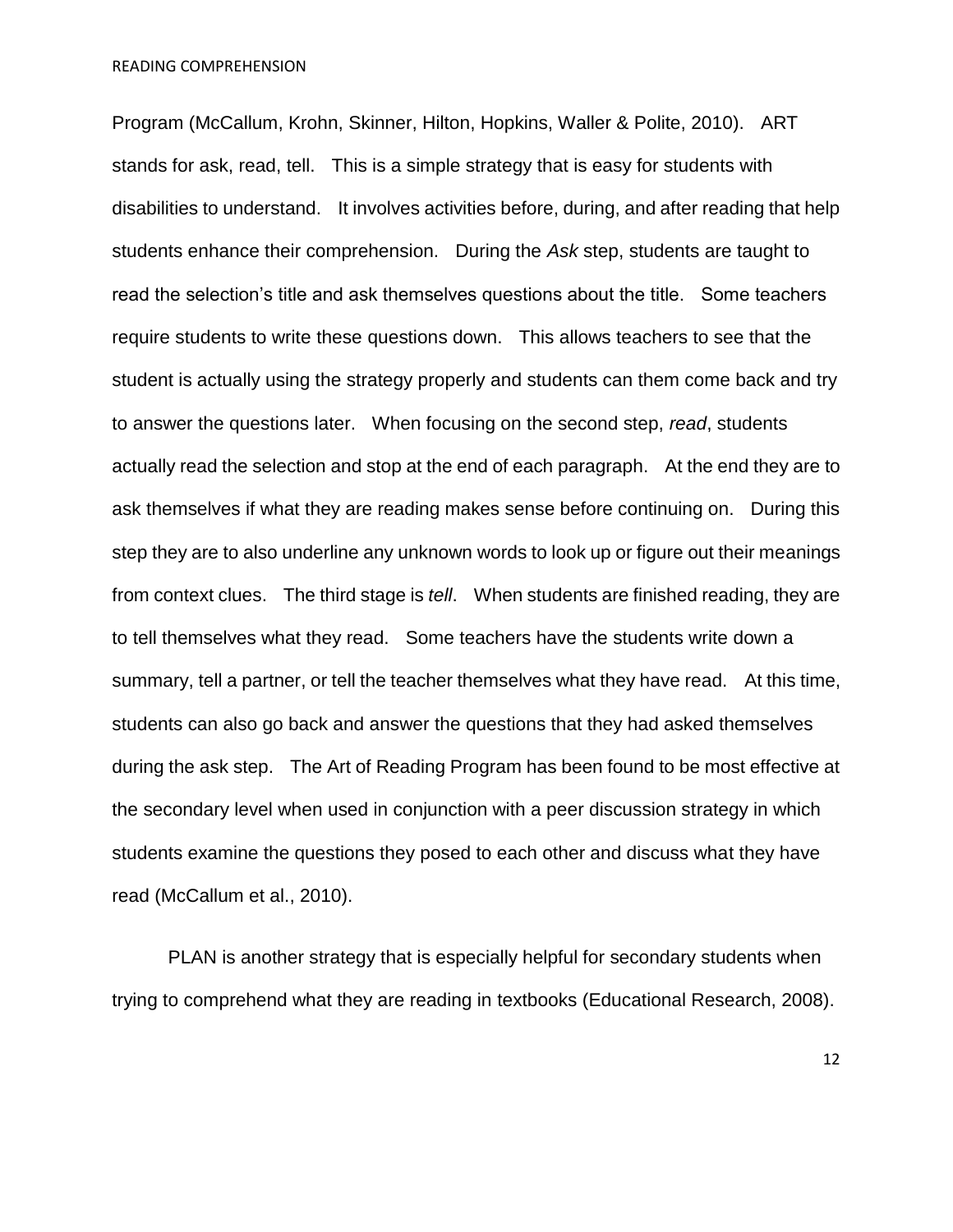Program (McCallum, Krohn, Skinner, Hilton, Hopkins, Waller & Polite, 2010). ART stands for ask, read, tell. This is a simple strategy that is easy for students with disabilities to understand. It involves activities before, during, and after reading that help students enhance their comprehension. During the *Ask* step, students are taught to read the selection's title and ask themselves questions about the title. Some teachers require students to write these questions down. This allows teachers to see that the student is actually using the strategy properly and students can them come back and try to answer the questions later. When focusing on the second step, *read*, students actually read the selection and stop at the end of each paragraph. At the end they are to ask themselves if what they are reading makes sense before continuing on. During this step they are to also underline any unknown words to look up or figure out their meanings from context clues. The third stage is *tell*. When students are finished reading, they are to tell themselves what they read. Some teachers have the students write down a summary, tell a partner, or tell the teacher themselves what they have read. At this time, students can also go back and answer the questions that they had asked themselves during the ask step. The Art of Reading Program has been found to be most effective at the secondary level when used in conjunction with a peer discussion strategy in which students examine the questions they posed to each other and discuss what they have read (McCallum et al., 2010).

PLAN is another strategy that is especially helpful for secondary students when trying to comprehend what they are reading in textbooks (Educational Research, 2008).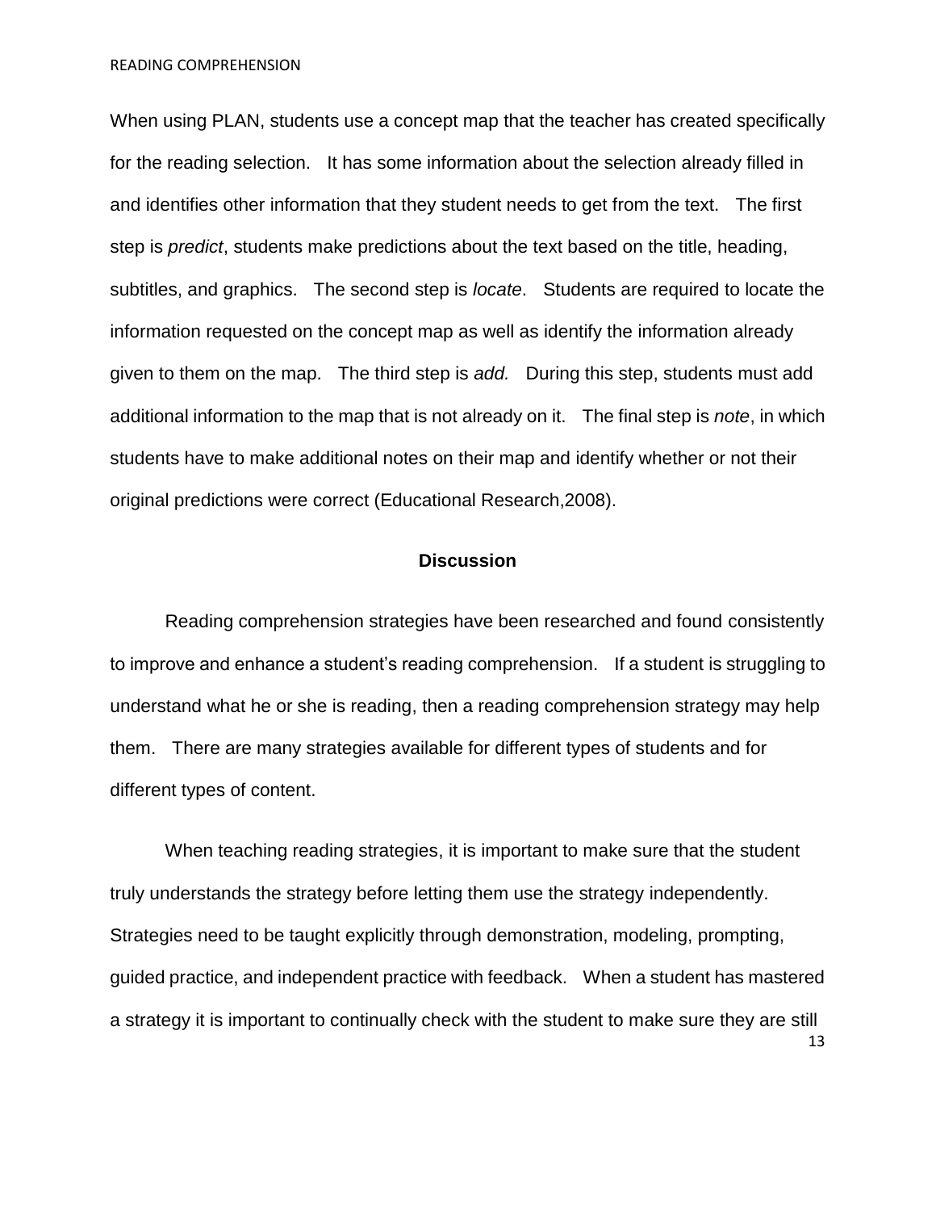When using PLAN, students use a concept map that the teacher has created specifically for the reading selection. It has some information about the selection already filled in and identifies other information that they student needs to get from the text. The first step is *predict*, students make predictions about the text based on the title, heading, subtitles, and graphics. The second step is *locate*. Students are required to locate the information requested on the concept map as well as identify the information already given to them on the map. The third step is *add.* During this step, students must add additional information to the map that is not already on it. The final step is *note*, in which students have to make additional notes on their map and identify whether or not their original predictions were correct (Educational Research,2008).

## Discussion

Reading comprehension strategies have been researched and found consistently to improve and enhance a student's reading comprehension. If a student is struggling to understand what he or she is reading, then a reading comprehension strategy may help them. There are many strategies available for different types of students and for different types of content.

When teaching reading strategies, it is important to make sure that the student truly understands the strategy before letting them use the strategy independently. Strategies need to be taught explicitly through demonstration, modeling, prompting, guided practice, and independent practice with feedback. When a student has mastered a strategy it is important to continually check with the student to make sure they are still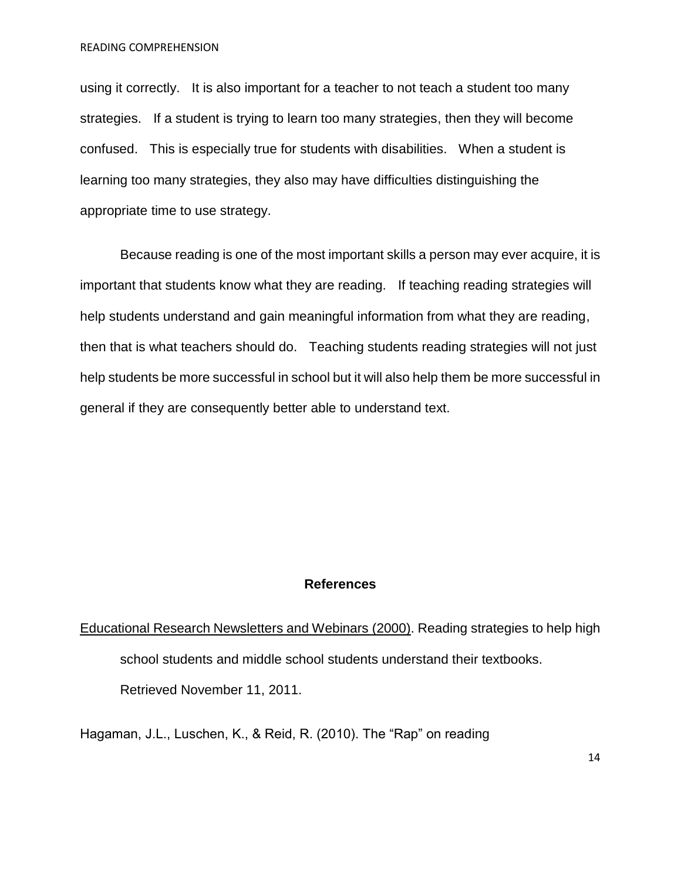using it correctly. It is also important for a teacher to not teach a student too many strategies. If a student is trying to learn too many strategies, then they will become confused. This is especially true for students with disabilities. When a student is learning too many strategies, they also may have difficulties distinguishing the appropriate time to use strategy.

Because reading is one of the most important skills a person may ever acquire, it is important that students know what they are reading. If teaching reading strategies will help students understand and gain meaningful information from what they are reading, then that is what teachers should do. Teaching students reading strategies will not just help students be more successful in school but it will also help them be more successful in general if they are consequently better able to understand text.

## References

Educational Research Newsletters and Webinars (2000). Reading strategies to help high school students and middle school students understand their textbooks. Retrieved November 11, 2011.

Hagaman, J.L., Luschen, K., & Reid, R. (2010). The "Rap" on reading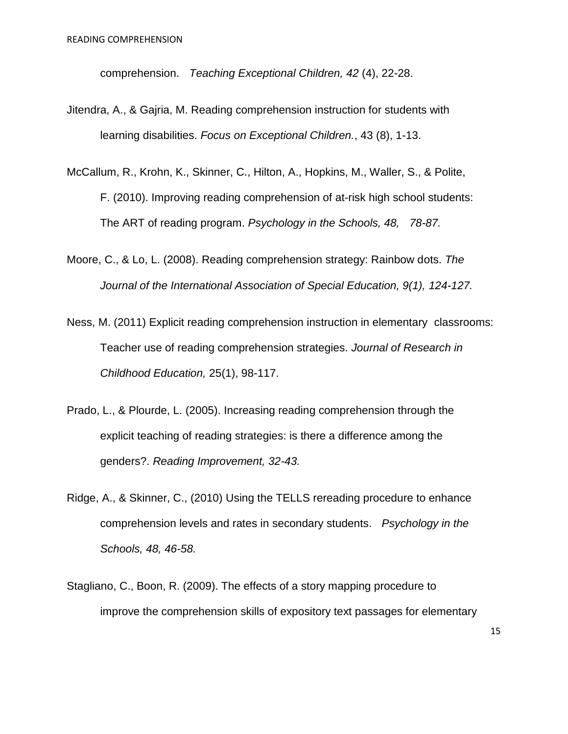comprehension. *Teaching Exceptional Children, 42* (4), 22-28.

Jitendra, A., & Gajria, M. Reading comprehension instruction for students with learning disabilities. *Focus on Exceptional Children.*, 43 (8), 1-13.

McCallum, R., Krohn, K., Skinner, C., Hilton, A., Hopkins, M., Waller, S., & Polite, F. (2010). Improving reading comprehension of at-risk high school students: The ART of reading program. *Psychology in the Schools, 48, 78-87.*

Moore, C., & Lo, L. (2008). Reading comprehension strategy: Rainbow dots. *The Journal of the International Association of Special Education, 9(1), 124-127.*

Ness, M. (2011) Explicit reading comprehension instruction in elementary classrooms: Teacher use of reading comprehension strategies. *Journal of Research in Childhood Education,* 25(1), 98-117.

Prado, L., & Plourde, L. (2005). Increasing reading comprehension through the explicit teaching of reading strategies: is there a difference among the genders?. *Reading Improvement, 32-43.*

Ridge, A., & Skinner, C., (2010) Using the TELLS rereading procedure to enhance comprehension levels and rates in secondary students. *Psychology in the Schools, 48, 46-58.*

Stagliano, C., Boon, R. (2009). The effects of a story mapping procedure to improve the comprehension skills of expository text passages for elementary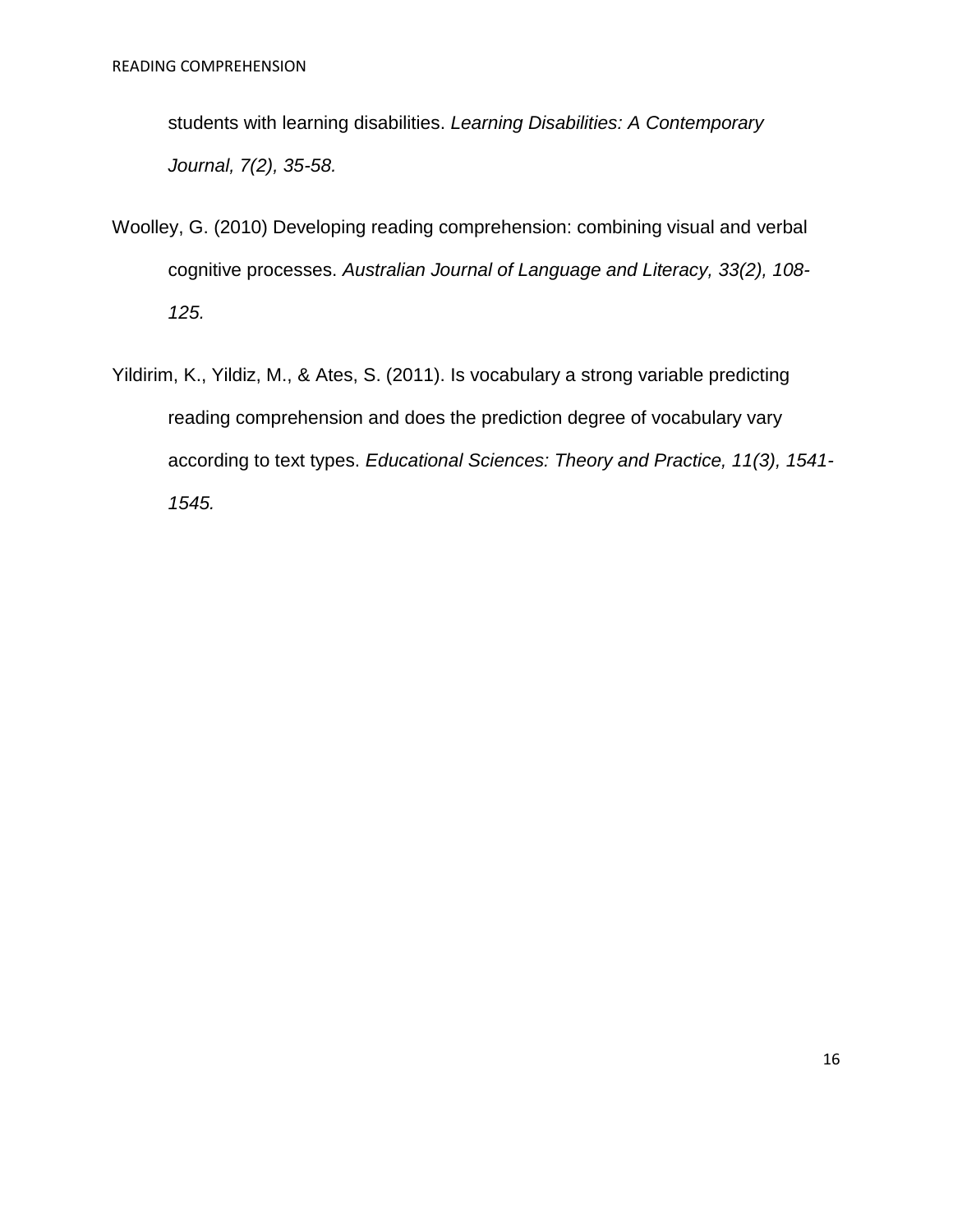students with learning disabilities. *Learning Disabilities: A Contemporary Journal, 7(2), 35-58.*

Woolley, G. (2010) Developing reading comprehension: combining visual and verbal cognitive processes. *Australian Journal of Language and Literacy, 33(2), 108-125.*

Yildirim, K., Yildiz, M., & Ates, S. (2011). Is vocabulary a strong variable predicting reading comprehension and does the prediction degree of vocabulary vary according to text types. *Educational Sciences: Theory and Practice, 11(3), 1541-1545.*